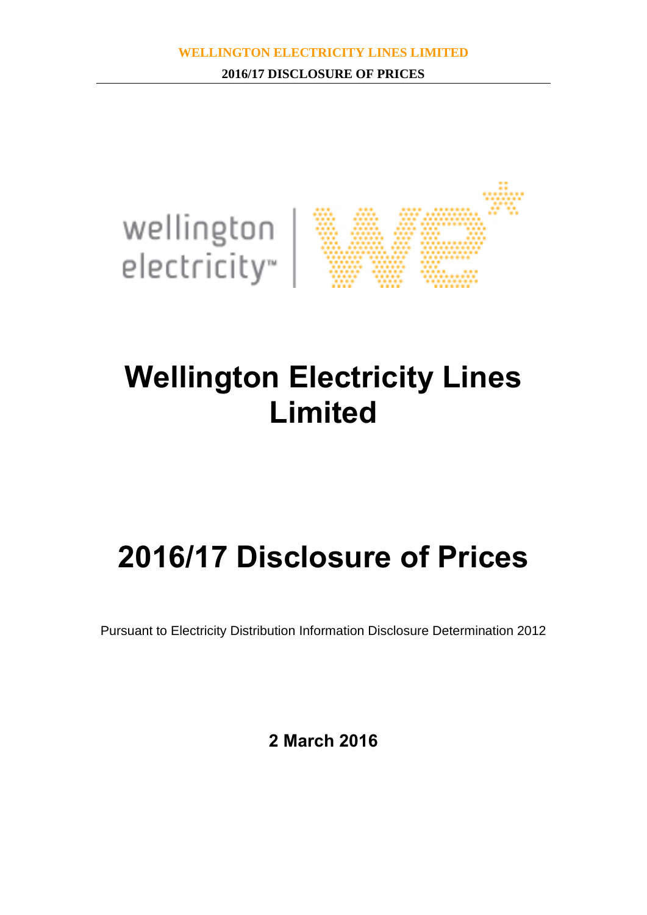# Wellington Electricity Lines Limited

# 2016/17 Disclosure of Prices

Pursuant to Electricity Distribution Information Disclosure Determination 2012

**2 March 2016**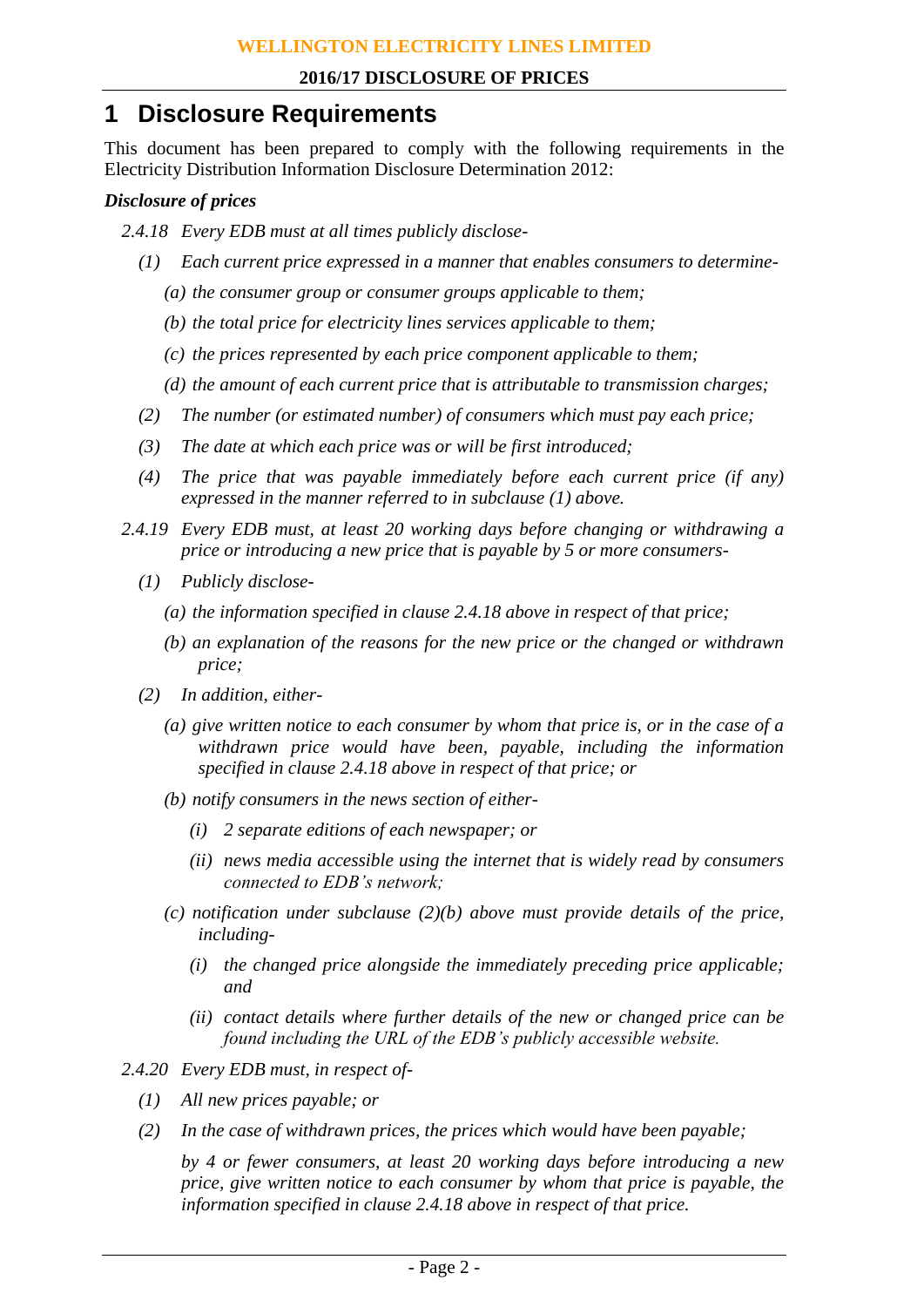# 1 Disclosure Requirements

This document has been prepared to comply with the following requirements in the Electricity Distribution Information Disclosure Determination 2012:

***Disclosure of prices***

*2.4.18 Every EDB must at all times publicly disclose-*

*(1) Each current price expressed in a manner that enables consumers to determine-*

*(a) the consumer group or consumer groups applicable to them;*

*(b) the total price for electricity lines services applicable to them;*

*(c) the prices represented by each price component applicable to them;*

*(d) the amount of each current price that is attributable to transmission charges;*

*(2) The number (or estimated number) of consumers which must pay each price;*

*(3) The date at which each price was or will be first introduced;*

*(4) The price that was payable immediately before each current price (if any) expressed in the manner referred to in subclause (1) above.*

*2.4.19 Every EDB must, at least 20 working days before changing or withdrawing a price or introducing a new price that is payable by 5 or more consumers-*

*(1) Publicly disclose-*

*(a) the information specified in clause 2.4.18 above in respect of that price;*

*(b) an explanation of the reasons for the new price or the changed or withdrawn price;*

*(2) In addition, either-*

*(a) give written notice to each consumer by whom that price is, or in the case of a withdrawn price would have been, payable, including the information specified in clause 2.4.18 above in respect of that price; or*

*(b) notify consumers in the news section of either-*

*(i) 2 separate editions of each newspaper; or*

*(ii) news media accessible using the internet that is widely read by consumers connected to EDB's network;*

*(c) notification under subclause (2)(b) above must provide details of the price, including-*

*(i) the changed price alongside the immediately preceding price applicable; and*

*(ii) contact details where further details of the new or changed price can be found including the URL of the EDB's publicly accessible website.*

*2.4.20 Every EDB must, in respect of-*

*(1) All new prices payable; or*

*(2) In the case of withdrawn prices, the prices which would have been payable;*

*by 4 or fewer consumers, at least 20 working days before introducing a new price, give written notice to each consumer by whom that price is payable, the information specified in clause 2.4.18 above in respect of that price.*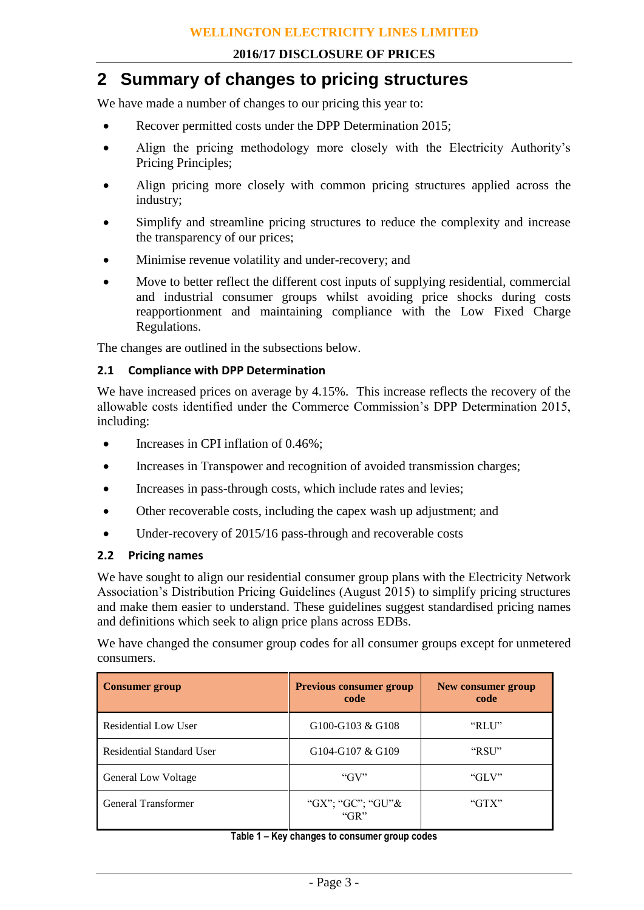# 2 Summary of changes to pricing structures

We have made a number of changes to our pricing this year to:

- Recover permitted costs under the DPP Determination 2015;
- Align the pricing methodology more closely with the Electricity Authority's Pricing Principles;
- Align pricing more closely with common pricing structures applied across the industry;
- Simplify and streamline pricing structures to reduce the complexity and increase the transparency of our prices;
- Minimise revenue volatility and under-recovery; and
- Move to better reflect the different cost inputs of supplying residential, commercial and industrial consumer groups whilst avoiding price shocks during costs reapportionment and maintaining compliance with the Low Fixed Charge Regulations.

The changes are outlined in the subsections below.

## 2.1 Compliance with DPP Determination

We have increased prices on average by 4.15%. This increase reflects the recovery of the allowable costs identified under the Commerce Commission's DPP Determination 2015, including:

- Increases in CPI inflation of 0.46%;
- Increases in Transpower and recognition of avoided transmission charges;
- Increases in pass-through costs, which include rates and levies;
- Other recoverable costs, including the capex wash up adjustment; and
- Under-recovery of 2015/16 pass-through and recoverable costs

## 2.2 Pricing names

We have sought to align our residential consumer group plans with the Electricity Network Association's Distribution Pricing Guidelines (August 2015) to simplify pricing structures and make them easier to understand. These guidelines suggest standardised pricing names and definitions which seek to align price plans across EDBs.

We have changed the consumer group codes for all consumer groups except for unmetered consumers.

| Consumer group | Previous consumer group code | New consumer group code |
|---|---|---|
| Residential Low User | G100-G103 & G108 | "RLU" |
| Residential Standard User | G104-G107 & G109 | "RSU" |
| General Low Voltage | "GV" | "GLV" |
| General Transformer | "GX"; "GC"; "GU"& "GR" | "GTX" |

Table 1 – Key changes to consumer group codes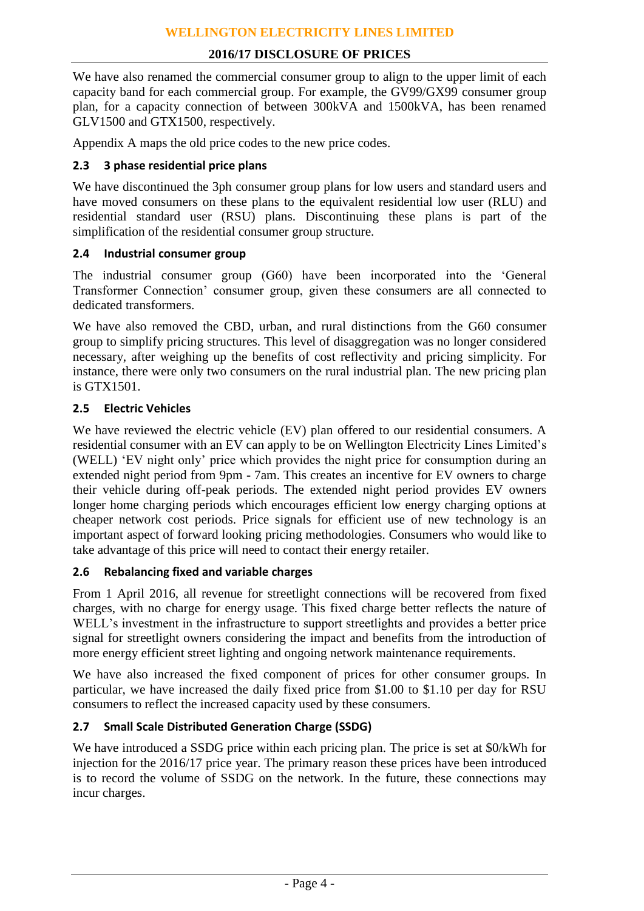We have also renamed the commercial consumer group to align to the upper limit of each capacity band for each commercial group. For example, the GV99/GX99 consumer group plan, for a capacity connection of between 300kVA and 1500kVA, has been renamed GLV1500 and GTX1500, respectively.

Appendix A maps the old price codes to the new price codes.

## 2.3 3 phase residential price plans

We have discontinued the 3ph consumer group plans for low users and standard users and have moved consumers on these plans to the equivalent residential low user (RLU) and residential standard user (RSU) plans. Discontinuing these plans is part of the simplification of the residential consumer group structure.

## 2.4 Industrial consumer group

The industrial consumer group (G60) have been incorporated into the 'General Transformer Connection' consumer group, given these consumers are all connected to dedicated transformers.

We have also removed the CBD, urban, and rural distinctions from the G60 consumer group to simplify pricing structures. This level of disaggregation was no longer considered necessary, after weighing up the benefits of cost reflectivity and pricing simplicity. For instance, there were only two consumers on the rural industrial plan. The new pricing plan is GTX1501.

## 2.5 Electric Vehicles

We have reviewed the electric vehicle (EV) plan offered to our residential consumers. A residential consumer with an EV can apply to be on Wellington Electricity Lines Limited's (WELL) 'EV night only' price which provides the night price for consumption during an extended night period from 9pm - 7am. This creates an incentive for EV owners to charge their vehicle during off-peak periods. The extended night period provides EV owners longer home charging periods which encourages efficient low energy charging options at cheaper network cost periods. Price signals for efficient use of new technology is an important aspect of forward looking pricing methodologies. Consumers who would like to take advantage of this price will need to contact their energy retailer.

## 2.6 Rebalancing fixed and variable charges

From 1 April 2016, all revenue for streetlight connections will be recovered from fixed charges, with no charge for energy usage. This fixed charge better reflects the nature of WELL's investment in the infrastructure to support streetlights and provides a better price signal for streetlight owners considering the impact and benefits from the introduction of more energy efficient street lighting and ongoing network maintenance requirements.

We have also increased the fixed component of prices for other consumer groups. In particular, we have increased the daily fixed price from $1.00 to $1.10 per day for RSU consumers to reflect the increased capacity used by these consumers.

## 2.7 Small Scale Distributed Generation Charge (SSDG)

We have introduced a SSDG price within each pricing plan. The price is set at $0/kWh for injection for the 2016/17 price year. The primary reason these prices have been introduced is to record the volume of SSDG on the network. In the future, these connections may incur charges.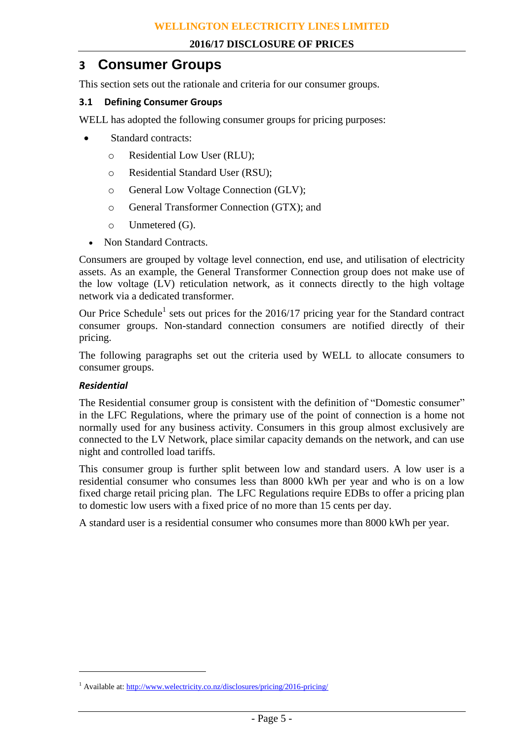# 3 Consumer Groups

This section sets out the rationale and criteria for our consumer groups.

## 3.1 Defining Consumer Groups

WELL has adopted the following consumer groups for pricing purposes:

- Standard contracts:
  - Residential Low User (RLU);
  - Residential Standard User (RSU);
  - General Low Voltage Connection (GLV);
  - General Transformer Connection (GTX); and
  - Unmetered (G).
- Non Standard Contracts.

Consumers are grouped by voltage level connection, end use, and utilisation of electricity assets. As an example, the General Transformer Connection group does not make use of the low voltage (LV) reticulation network, as it connects directly to the high voltage network via a dedicated transformer.

Our Price Schedule[1] sets out prices for the 2016/17 pricing year for the Standard contract consumer groups. Non-standard connection consumers are notified directly of their pricing.

The following paragraphs set out the criteria used by WELL to allocate consumers to consumer groups.

### *Residential*

The Residential consumer group is consistent with the definition of "Domestic consumer" in the LFC Regulations, where the primary use of the point of connection is a home not normally used for any business activity. Consumers in this group almost exclusively are connected to the LV Network, place similar capacity demands on the network, and can use night and controlled load tariffs.

This consumer group is further split between low and standard users. A low user is a residential consumer who consumes less than 8000 kWh per year and who is on a low fixed charge retail pricing plan. The LFC Regulations require EDBs to offer a pricing plan to domestic low users with a fixed price of no more than 15 cents per day.

A standard user is a residential consumer who consumes more than 8000 kWh per year.

---

[1] Available at: http://www.welectricity.co.nz/disclosures/pricing/2016-pricing/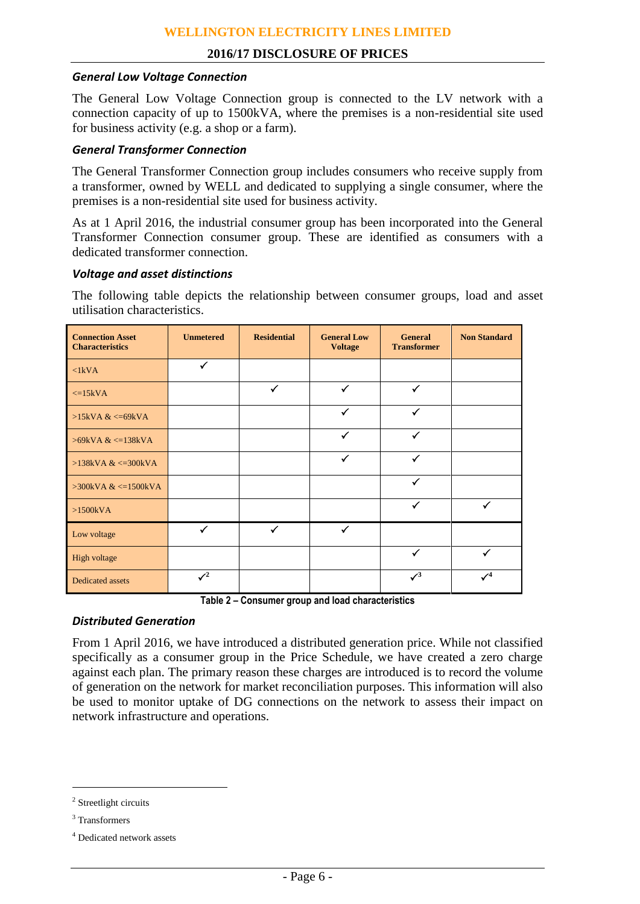### General Low Voltage Connection

The General Low Voltage Connection group is connected to the LV network with a connection capacity of up to 1500kVA, where the premises is a non-residential site used for business activity (e.g. a shop or a farm).

### General Transformer Connection

The General Transformer Connection group includes consumers who receive supply from a transformer, owned by WELL and dedicated to supplying a single consumer, where the premises is a non-residential site used for business activity.

As at 1 April 2016, the industrial consumer group has been incorporated into the General Transformer Connection consumer group. These are identified as consumers with a dedicated transformer connection.

### Voltage and asset distinctions

The following table depicts the relationship between consumer groups, load and asset utilisation characteristics.

| Connection Asset Characteristics | Unmetered | Residential | General Low Voltage | General Transformer | Non Standard |
|---|---|---|---|---|---|
| <1kVA | ✓ | | | | |
| <=15kVA | | ✓ | ✓ | ✓ | |
| >15kVA & <=69kVA | | | ✓ | ✓ | |
| >69kVA & <=138kVA | | | ✓ | ✓ | |
| >138kVA & <=300kVA | | | ✓ | ✓ | |
| >300kVA & <=1500kVA | | | | ✓ | |
| >1500kVA | | | | ✓ | ✓ |
| Low voltage | ✓ | ✓ | ✓ | | |
| High voltage | | | | ✓ | ✓ |
| Dedicated assets | ✓[2] | | | ✓[3] | ✓[4] |

**Table 2 – Consumer group and load characteristics**

### Distributed Generation

From 1 April 2016, we have introduced a distributed generation price. While not classified specifically as a consumer group in the Price Schedule, we have created a zero charge against each plan. The primary reason these charges are introduced is to record the volume of generation on the network for market reconciliation purposes. This information will also be used to monitor uptake of DG connections on the network to assess their impact on network infrastructure and operations.

---

[2] Streetlight circuits

[3] Transformers

[4] Dedicated network assets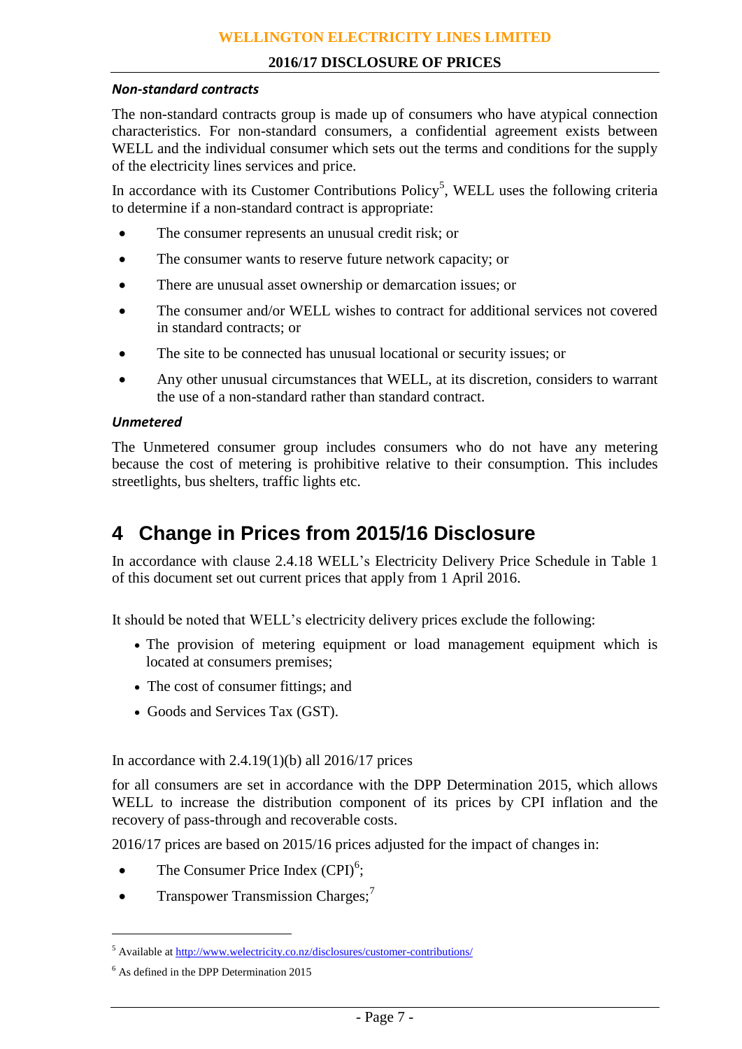### *Non-standard contracts*

The non-standard contracts group is made up of consumers who have atypical connection characteristics. For non-standard consumers, a confidential agreement exists between WELL and the individual consumer which sets out the terms and conditions for the supply of the electricity lines services and price.

In accordance with its Customer Contributions Policy[5], WELL uses the following criteria to determine if a non-standard contract is appropriate:

- The consumer represents an unusual credit risk; or
- The consumer wants to reserve future network capacity; or
- There are unusual asset ownership or demarcation issues; or
- The consumer and/or WELL wishes to contract for additional services not covered in standard contracts; or
- The site to be connected has unusual locational or security issues; or
- Any other unusual circumstances that WELL, at its discretion, considers to warrant the use of a non-standard rather than standard contract.

### *Unmetered*

The Unmetered consumer group includes consumers who do not have any metering because the cost of metering is prohibitive relative to their consumption. This includes streetlights, bus shelters, traffic lights etc.

# 4 Change in Prices from 2015/16 Disclosure

In accordance with clause 2.4.18 WELL's Electricity Delivery Price Schedule in Table 1 of this document set out current prices that apply from 1 April 2016.

It should be noted that WELL's electricity delivery prices exclude the following:

- The provision of metering equipment or load management equipment which is located at consumers premises;
- The cost of consumer fittings; and
- Goods and Services Tax (GST).

In accordance with 2.4.19(1)(b) all 2016/17 prices

for all consumers are set in accordance with the DPP Determination 2015, which allows WELL to increase the distribution component of its prices by CPI inflation and the recovery of pass-through and recoverable costs.

2016/17 prices are based on 2015/16 prices adjusted for the impact of changes in:

- The Consumer Price Index (CPI)[6];
- Transpower Transmission Charges;[7]

---

[5] Available at http://www.welectricity.co.nz/disclosures/customer-contributions/

[6] As defined in the DPP Determination 2015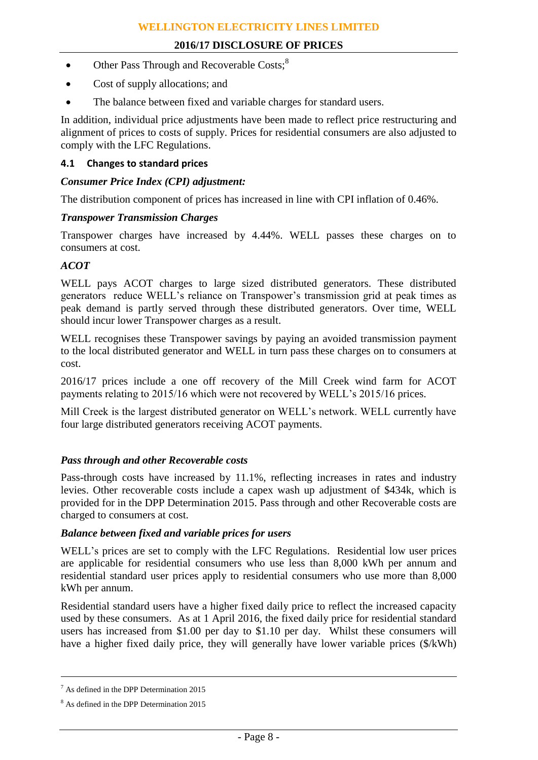- Other Pass Through and Recoverable Costs;[8]
- Cost of supply allocations; and
- The balance between fixed and variable charges for standard users.

In addition, individual price adjustments have been made to reflect price restructuring and alignment of prices to costs of supply. Prices for residential consumers are also adjusted to comply with the LFC Regulations.

### 4.1 Changes to standard prices

***Consumer Price Index (CPI) adjustment:***

The distribution component of prices has increased in line with CPI inflation of 0.46%.

***Transpower Transmission Charges***

Transpower charges have increased by 4.44%. WELL passes these charges on to consumers at cost.

***ACOT***

WELL pays ACOT charges to large sized distributed generators. These distributed generators reduce WELL's reliance on Transpower's transmission grid at peak times as peak demand is partly served through these distributed generators. Over time, WELL should incur lower Transpower charges as a result.

WELL recognises these Transpower savings by paying an avoided transmission payment to the local distributed generator and WELL in turn pass these charges on to consumers at cost.

2016/17 prices include a one off recovery of the Mill Creek wind farm for ACOT payments relating to 2015/16 which were not recovered by WELL's 2015/16 prices.

Mill Creek is the largest distributed generator on WELL's network. WELL currently have four large distributed generators receiving ACOT payments.

***Pass through and other Recoverable costs***

Pass-through costs have increased by 11.1%, reflecting increases in rates and industry levies. Other recoverable costs include a capex wash up adjustment of $434k, which is provided for in the DPP Determination 2015. Pass through and other Recoverable costs are charged to consumers at cost.

***Balance between fixed and variable prices for users***

WELL's prices are set to comply with the LFC Regulations. Residential low user prices are applicable for residential consumers who use less than 8,000 kWh per annum and residential standard user prices apply to residential consumers who use more than 8,000 kWh per annum.

Residential standard users have a higher fixed daily price to reflect the increased capacity used by these consumers. As at 1 April 2016, the fixed daily price for residential standard users has increased from $1.00 per day to $1.10 per day. Whilst these consumers will have a higher fixed daily price, they will generally have lower variable prices ($/kWh)

---

[7] As defined in the DPP Determination 2015

[8] As defined in the DPP Determination 2015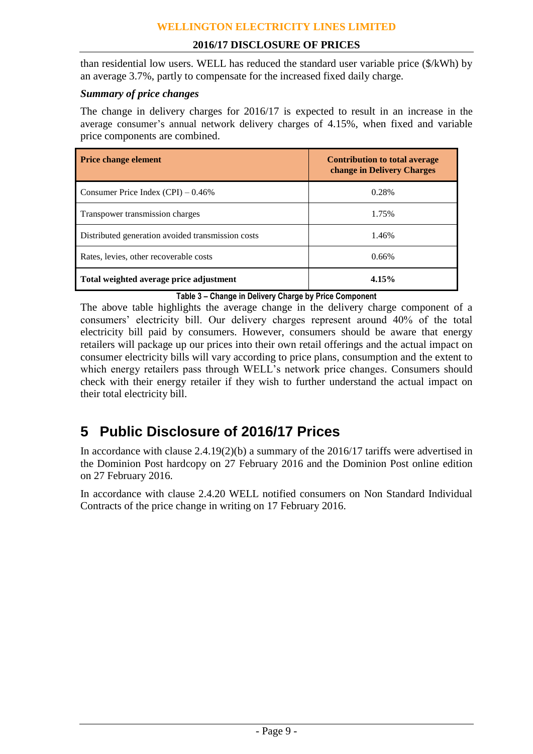than residential low users. WELL has reduced the standard user variable price ($/kWh) by an average 3.7%, partly to compensate for the increased fixed daily charge.

***Summary of price changes***

The change in delivery charges for 2016/17 is expected to result in an increase in the average consumer's annual network delivery charges of 4.15%, when fixed and variable price components are combined.

| **Price change element** | **Contribution to total average change in Delivery Charges** |
|---|---|
| Consumer Price Index (CPI) – 0.46% | 0.28% |
| Transpower transmission charges | 1.75% |
| Distributed generation avoided transmission costs | 1.46% |
| Rates, levies, other recoverable costs | 0.66% |
| **Total weighted average price adjustment** | **4.15%** |

**Table 3 – Change in Delivery Charge by Price Component**

The above table highlights the average change in the delivery charge component of a consumers' electricity bill. Our delivery charges represent around 40% of the total electricity bill paid by consumers. However, consumers should be aware that energy retailers will package up our prices into their own retail offerings and the actual impact on consumer electricity bills will vary according to price plans, consumption and the extent to which energy retailers pass through WELL's network price changes. Consumers should check with their energy retailer if they wish to further understand the actual impact on their total electricity bill.

# 5 Public Disclosure of 2016/17 Prices

In accordance with clause 2.4.19(2)(b) a summary of the 2016/17 tariffs were advertised in the Dominion Post hardcopy on 27 February 2016 and the Dominion Post online edition on 27 February 2016.

In accordance with clause 2.4.20 WELL notified consumers on Non Standard Individual Contracts of the price change in writing on 17 February 2016.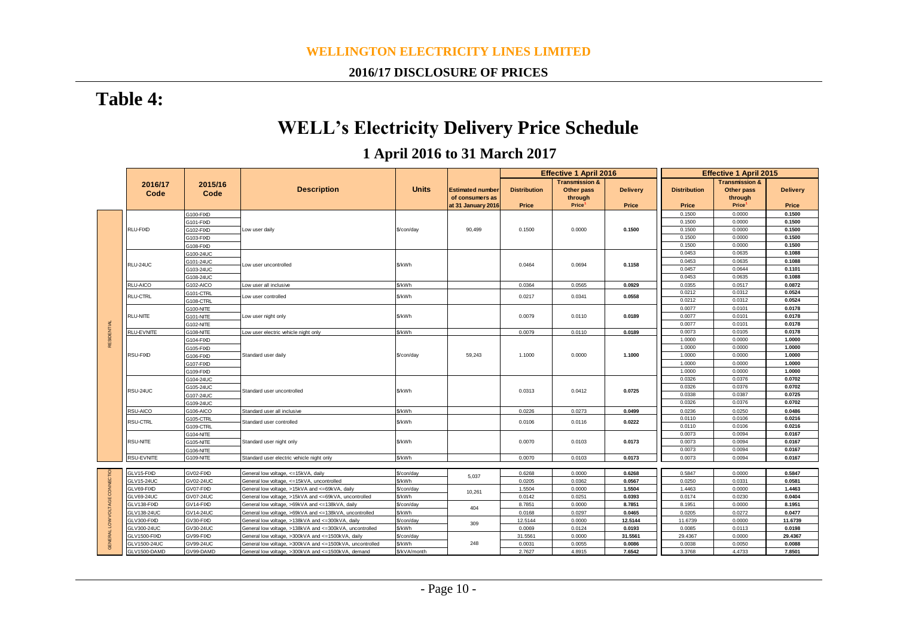**WELLINGTON ELECTRICITY LINES LIMITED**

**2016/17 DISCLOSURE OF PRICES**

# Table 4:

# WELL's Electricity Delivery Price Schedule

## 1 April 2016 to 31 March 2017

| | 2016/17 Code | 2015/16 Code | Description | Units | Estimated number of consumers as at 31 January 2016 | Effective 1 April 2016 | | | Effective 1 April 2015 | | |
|---|---|---|---|---|---|---|---|---|---|---|---|
| | | | | | | Distribution Price | Transmission & Other pass through Price[1] | Delivery Price | Distribution Price | Transmission & Other pass through Price[1] | Delivery Price |
| RESIDENTIAL | RLU-FIXD | G100-FIXD | Low user daily | $/con/day | 90,499 | 0.1500 | 0.0000 | 0.1500 | 0.1500 | 0.0000 | 0.1500 |
| | | G101-FIXD | | | | | | | 0.1500 | 0.0000 | 0.1500 |
| | | G102-FIXD | | | | | | | 0.1500 | 0.0000 | 0.1500 |
| | | G103-FIXD | | | | | | | 0.1500 | 0.0000 | 0.1500 |
| | | G108-FIXD | | | | | | | 0.1500 | 0.0000 | 0.1500 |
| | RLU-24UC | G100-24UC | Low user uncontrolled | $/kWh | | 0.0464 | 0.0694 | 0.1158 | 0.0453 | 0.0635 | 0.1088 |
| | | G101-24UC | | | | | | | 0.0453 | 0.0635 | 0.1088 |
| | | G103-24UC | | | | | | | 0.0457 | 0.0644 | 0.1101 |
| | | G108-24UC | | | | | | | 0.0453 | 0.0635 | 0.1088 |
| | RLU-AICO | G102-AICO | Low user all inclusive | $/kWh | | 0.0364 | 0.0565 | 0.0929 | 0.0355 | 0.0517 | 0.0872 |
| | RLU-CTRL | G101-CTRL | Low user controlled | $/kWh | | 0.0217 | 0.0341 | 0.0558 | 0.0212 | 0.0312 | 0.0524 |
| | | G108-CTRL | | | | | | | 0.0212 | 0.0312 | 0.0524 |
| | RLU-NITE | G100-NITE | Low user night only | $/kWh | | 0.0079 | 0.0110 | 0.0189 | 0.0077 | 0.0101 | 0.0178 |
| | | G101-NITE | | | | | | | 0.0077 | 0.0101 | 0.0178 |
| | | G102-NITE | | | | | | | 0.0077 | 0.0101 | 0.0178 |
| | RLU-EVNITE | G108-NITE | Low user electric vehicle night only | $/kWh | | 0.0079 | 0.0110 | 0.0189 | 0.0073 | 0.0105 | 0.0178 |
| | RSU-FIXD | G104-FIXD | Standard user daily | $/con/day | 59,243 | 1.1000 | 0.0000 | 1.1000 | 1.0000 | 0.0000 | 1.0000 |
| | | G105-FIXD | | | | | | | 1.0000 | 0.0000 | 1.0000 |
| | | G106-FIXD | | | | | | | 1.0000 | 0.0000 | 1.0000 |
| | | G107-FIXD | | | | | | | 1.0000 | 0.0000 | 1.0000 |
| | | G109-FIXD | | | | | | | 1.0000 | 0.0000 | 1.0000 |
| | RSU-24UC | G104-24UC | Standard user uncontrolled | $/kWh | | 0.0313 | 0.0412 | 0.0725 | 0.0326 | 0.0376 | 0.0702 |
| | | G105-24UC | | | | | | | 0.0326 | 0.0376 | 0.0702 |
| | | G107-24UC | | | | | | | 0.0338 | 0.0387 | 0.0725 |
| | | G109-24UC | | | | | | | 0.0326 | 0.0376 | 0.0702 |
| | RSU-AICO | G106-AICO | Standard user all inclusive | $/kWh | | 0.0226 | 0.0273 | 0.0499 | 0.0236 | 0.0250 | 0.0486 |
| | RSU-CTRL | G105-CTRL | Standard user controlled | $/kWh | | 0.0106 | 0.0116 | 0.0222 | 0.0110 | 0.0106 | 0.0216 |
| | | G109-CTRL | | | | | | | 0.0110 | 0.0106 | 0.0216 |
| | RSU-NITE | G104-NITE | Standard user night only | $/kWh | | 0.0070 | 0.0103 | 0.0173 | 0.0073 | 0.0094 | 0.0167 |
| | | G105-NITE | | | | | | | 0.0073 | 0.0094 | 0.0167 |
| | | G106-NITE | | | | | | | 0.0073 | 0.0094 | 0.0167 |
| | RSU-EVNITE | G109-NITE | Standard user electric vehicle night only | $/kWh | | 0.0070 | 0.0103 | 0.0173 | 0.0073 | 0.0094 | 0.0167 |
| GENERAL LOW VOLTAGE CONNECTION | GLV15-FIXD | GV02-FIXD | General low voltage, <=15kVA, daily | $/con/day | 5,037 | 0.6268 | 0.0000 | 0.6268 | 0.5847 | 0.0000 | 0.5847 |
| | GLV15-24UC | GV02-24UC | General low voltage, <=15kVA, uncontrolled | $/kWh | | 0.0205 | 0.0362 | 0.0567 | 0.0250 | 0.0331 | 0.0581 |
| | GLV69-FIXD | GV07-FIXD | General low voltage, >15kVA and <=69kVA, daily | $/con/day | 10,261 | 1.5504 | 0.0000 | 1.5504 | 1.4463 | 0.0000 | 1.4463 |
| | GLV69-24UC | GV07-24UC | General low voltage, >15kVA and <=69kVA, uncontrolled | $/kWh | | 0.0142 | 0.0251 | 0.0393 | 0.0174 | 0.0230 | 0.0404 |
| | GLV138-FIXD | GV14-FIXD | General low voltage, >69kVA and <=138kVA, daily | $/con/day | 404 | 8.7851 | 0.0000 | 8.7851 | 8.1951 | 0.0000 | 8.1951 |
| | GLV138-24UC | GV14-24UC | General low voltage, >69kVA and <=138kVA, uncontrolled | $/kWh | | 0.0168 | 0.0297 | 0.0465 | 0.0205 | 0.0272 | 0.0477 |
| | GLV300-FIXD | GV30-FIXD | General low voltage, >138kVA and <=300kVA, daily | $/con/day | 309 | 12.5144 | 0.0000 | 12.5144 | 11.6739 | 0.0000 | 11.6739 |
| | GLV300-24UC | GV30-24UC | General low voltage, >138kVA and <=300kVA, uncontrolled | $/kWh | | 0.0069 | 0.0124 | 0.0193 | 0.0085 | 0.0113 | 0.0198 |
| | GLV1500-FIXD | GV99-FIXD | General low voltage, >300kVA and <=1500kVA, daily | $/con/day | 248 | 31.5561 | 0.0000 | 31.5561 | 29.4367 | 0.0000 | 29.4367 |
| | GLV1500-24UC | GV99-24UC | General low voltage, >300kVA and <=1500kVA, uncontrolled | $/kWh | | 0.0031 | 0.0055 | 0.0086 | 0.0038 | 0.0050 | 0.0088 |
| | GLV1500-DAMD | GV99-DAMD | General low voltage, >300kVA and <=1500kVA, demand | $/kVA/month | | 2.7627 | 4.8915 | 7.6542 | 3.3768 | 4.4733 | 7.8501 |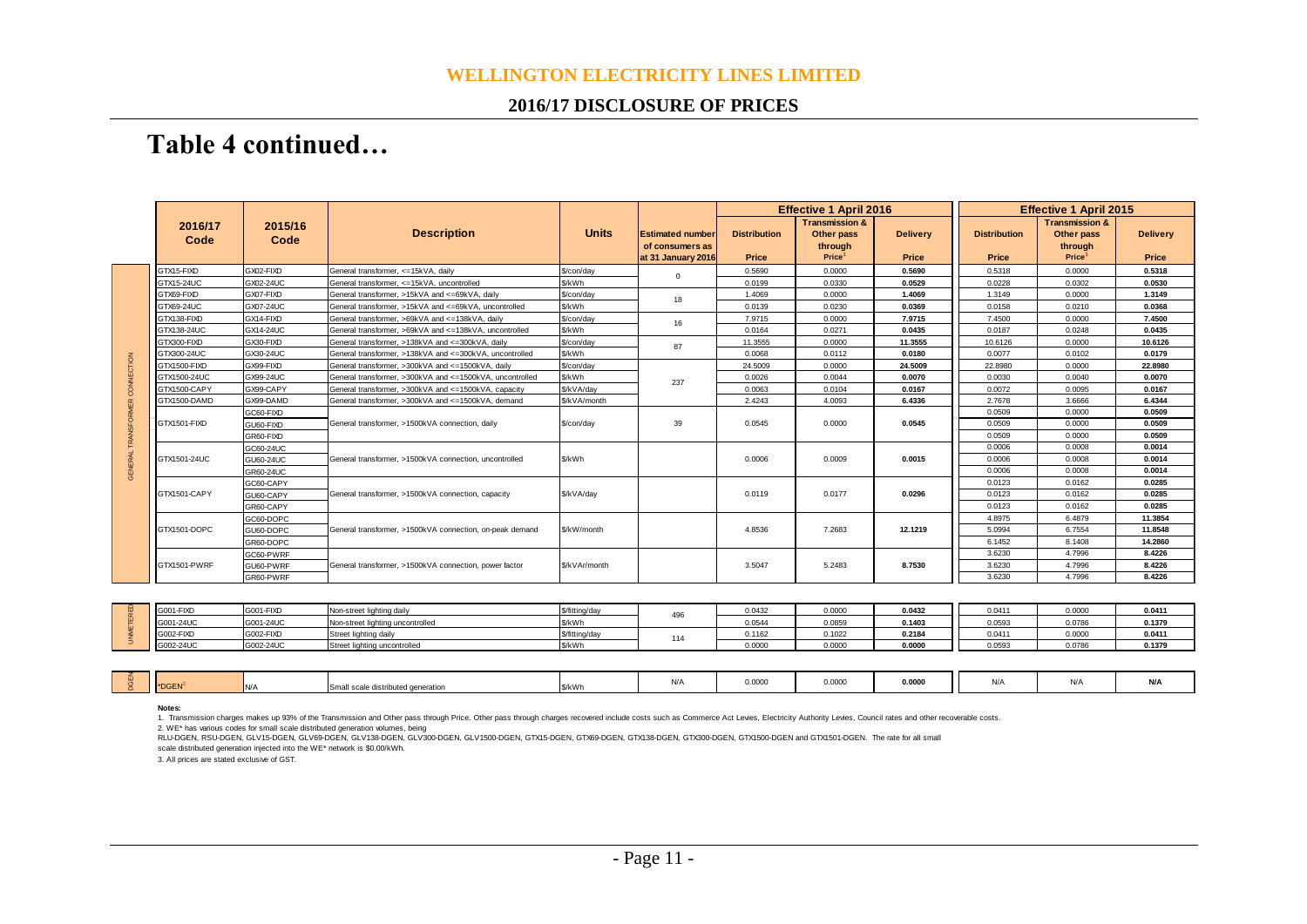# WELLINGTON ELECTRICITY LINES LIMITED

## 2016/17 DISCLOSURE OF PRICES

# Table 4 continued…

| | 2016/17 Code | 2015/16 Code | Description | Units | Estimated number of consumers as at 31 January 2016 | Effective 1 April 2016 | | | Effective 1 April 2015 | | |
|---|---|---|---|---|---|---|---|---|---|---|---|
| | | | | | | Distribution Price | Transmission & Other pass through Price[1] | Delivery Price | Distribution Price | Transmission & Other pass through Price[1] | Delivery Price |
| GENERAL TRANSFORMER CONNECTION | GTX15-FIXD | GX02-FIXD | General transformer, <=15kVA, daily | $/con/day | 0 | 0.5690 | 0.0000 | 0.5690 | 0.5318 | 0.0000 | 0.5318 |
| | GTX15-24UC | GX02-24UC | General transformer, <=15kVA, uncontrolled | $/kWh | | 0.0199 | 0.0330 | 0.0529 | 0.0228 | 0.0302 | 0.0530 |
| | GTX69-FIXD | GX07-FIXD | General transformer, >15kVA and <=69kVA, daily | $/con/day | 18 | 1.4069 | 0.0000 | 1.4069 | 1.3149 | 0.0000 | 1.3149 |
| | GTX69-24UC | GX07-24UC | General transformer, >15kVA and <=69kVA, uncontrolled | $/kWh | | 0.0139 | 0.0230 | 0.0369 | 0.0158 | 0.0210 | 0.0368 |
| | GTX138-FIXD | GX14-FIXD | General transformer, >69kVA and <=138kVA, daily | $/con/day | 16 | 7.9715 | 0.0000 | 7.9715 | 7.4500 | 0.0000 | 7.4500 |
| | GTX138-24UC | GX14-24UC | General transformer, >69kVA and <=138kVA, uncontrolled | $/kWh | | 0.0164 | 0.0271 | 0.0435 | 0.0187 | 0.0248 | 0.0435 |
| | GTX300-FIXD | GX30-FIXD | General transformer, >138kVA and <=300kVA, daily | $/con/day | 87 | 11.3555 | 0.0000 | 11.3555 | 10.6126 | 0.0000 | 10.6126 |
| | GTX300-24UC | GX30-24UC | General transformer, >138kVA and <=300kVA, uncontrolled | $/kWh | | 0.0068 | 0.0112 | 0.0180 | 0.0077 | 0.0102 | 0.0179 |
| | GTX1500-FIXD | GX99-FIXD | General transformer, >300kVA and <=1500kVA, daily | $/con/day | 237 | 24.5009 | 0.0000 | 24.5009 | 22.8980 | 0.0000 | 22.8980 |
| | GTX1500-24UC | GX99-24UC | General transformer, >300kVA and <=1500kVA, uncontrolled | $/kWh | | 0.0026 | 0.0044 | 0.0070 | 0.0030 | 0.0040 | 0.0070 |
| | GTX1500-CAPY | GX99-CAPY | General transformer, >300kVA and <=1500kVA, capacity | $/kVA/day | | 0.0063 | 0.0104 | 0.0167 | 0.0072 | 0.0095 | 0.0167 |
| | GTX1500-DAMD | GX99-DAMD | General transformer, >300kVA and <=1500kVA, demand | $/kVA/month | | 2.4243 | 4.0093 | 6.4336 | 2.7678 | 3.6666 | 6.4344 |
| | GTX1501-FIXD | GC60-FIXD | General transformer, >1500kVA connection, daily | $/con/day | 39 | 0.0545 | 0.0000 | 0.0545 | 0.0509 | 0.0000 | 0.0509 |
| | | GU60-FIXD | | | | | | | 0.0509 | 0.0000 | 0.0509 |
| | | GR60-FIXD | | | | | | | 0.0509 | 0.0000 | 0.0509 |
| | GTX1501-24UC | GC60-24UC | General transformer, >1500kVA connection, uncontrolled | $/kWh | | 0.0006 | 0.0009 | 0.0015 | 0.0006 | 0.0008 | 0.0014 |
| | | GU60-24UC | | | | | | | 0.0006 | 0.0008 | 0.0014 |
| | | GR60-24UC | | | | | | | 0.0006 | 0.0008 | 0.0014 |
| | GTX1501-CAPY | GC60-CAPY | General transformer, >1500kVA connection, capacity | $/kVA/day | | 0.0119 | 0.0177 | 0.0296 | 0.0123 | 0.0162 | 0.0285 |
| | | GU60-CAPY | | | | | | | 0.0123 | 0.0162 | 0.0285 |
| | | GR60-CAPY | | | | | | | 0.0123 | 0.0162 | 0.0285 |
| | GTX1501-DOPC | GC60-DOPC | General transformer, >1500kVA connection, on-peak demand | $/kW/month | | 4.8536 | 7.2683 | 12.1219 | 4.8975 | 6.4879 | 11.3854 |
| | | GU60-DOPC | | | | | | | 5.0994 | 6.7554 | 11.8548 |
| | | GR60-DOPC | | | | | | | 6.1452 | 8.1408 | 14.2860 |
| | GTX1501-PWRF | GC60-PWRF | General transformer, >1500kVA connection, power factor | $/kVAr/month | | 3.5047 | 5.2483 | 8.7530 | 3.6230 | 4.7996 | 8.4226 |
| | | GU60-PWRF | | | | | | | 3.6230 | 4.7996 | 8.4226 |
| | | GR60-PWRF | | | | | | | 3.6230 | 4.7996 | 8.4226 |
| UNMETERED | G001-FIXD | G001-FIXD | Non-street lighting daily | $/fitting/day | 496 | 0.0432 | 0.0000 | 0.0432 | 0.0411 | 0.0000 | 0.0411 |
| | G001-24UC | G001-24UC | Non-street lighting uncontrolled | $/kWh | | 0.0544 | 0.0859 | 0.1403 | 0.0593 | 0.0786 | 0.1379 |
| | G002-FIXD | G002-FIXD | Street lighting daily | $/fitting/day | 114 | 0.1162 | 0.1022 | 0.2184 | 0.0411 | 0.0000 | 0.0411 |
| | G002-24UC | G002-24UC | Street lighting uncontrolled | $/kWh | | 0.0000 | 0.0000 | 0.0000 | 0.0593 | 0.0786 | 0.1379 |
| DGEN | *DGEN[2] | N/A | Small scale distributed generation | $/kWh | N/A | 0.0000 | 0.0000 | 0.0000 | N/A | N/A | N/A |

**Notes:**

1. Transmission charges makes up 93% of the Transmission and Other pass through Price. Other pass through charges recovered include costs such as Commerce Act Levies, Electricity Authority Levies, Council rates and other recoverable costs.
2. WE* has various codes for small scale distributed generation volumes, being RLU-DGEN, RSU-DGEN, GLV15-DGEN, GLV69-DGEN, GLV138-DGEN, GLV300-DGEN, GLV1500-DGEN, GTX15-DGEN, GTX69-DGEN, GTX138-DGEN, GTX300-DGEN, GTX1500-DGEN and GTX1501-DGEN. The rate for all small scale distributed generation injected into the WE* network is $0.00/kWh.
3. All prices are stated exclusive of GST.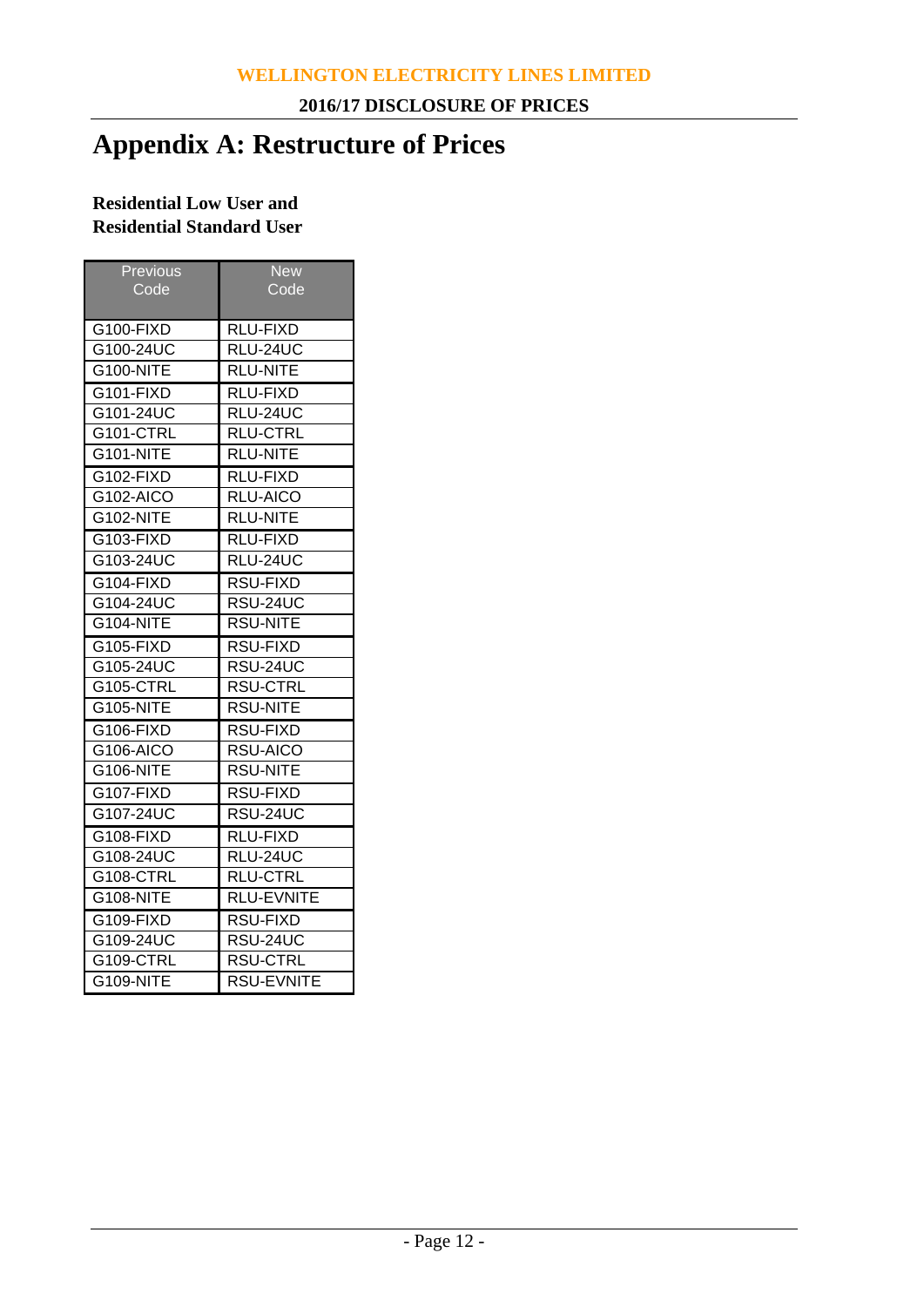# Appendix A: Restructure of Prices

**Residential Low User and Residential Standard User**

| Previous Code | New Code |
|---|---|
| G100-FIXD | RLU-FIXD |
| G100-24UC | RLU-24UC |
| G100-NITE | RLU-NITE |
| G101-FIXD | RLU-FIXD |
| G101-24UC | RLU-24UC |
| G101-CTRL | RLU-CTRL |
| G101-NITE | RLU-NITE |
| G102-FIXD | RLU-FIXD |
| G102-AICO | RLU-AICO |
| G102-NITE | RLU-NITE |
| G103-FIXD | RLU-FIXD |
| G103-24UC | RLU-24UC |
| G104-FIXD | RSU-FIXD |
| G104-24UC | RSU-24UC |
| G104-NITE | RSU-NITE |
| G105-FIXD | RSU-FIXD |
| G105-24UC | RSU-24UC |
| G105-CTRL | RSU-CTRL |
| G105-NITE | RSU-NITE |
| G106-FIXD | RSU-FIXD |
| G106-AICO | RSU-AICO |
| G106-NITE | RSU-NITE |
| G107-FIXD | RSU-FIXD |
| G107-24UC | RSU-24UC |
| G108-FIXD | RLU-FIXD |
| G108-24UC | RLU-24UC |
| G108-CTRL | RLU-CTRL |
| G108-NITE | RLU-EVNITE |
| G109-FIXD | RSU-FIXD |
| G109-24UC | RSU-24UC |
| G109-CTRL | RSU-CTRL |
| G109-NITE | RSU-EVNITE |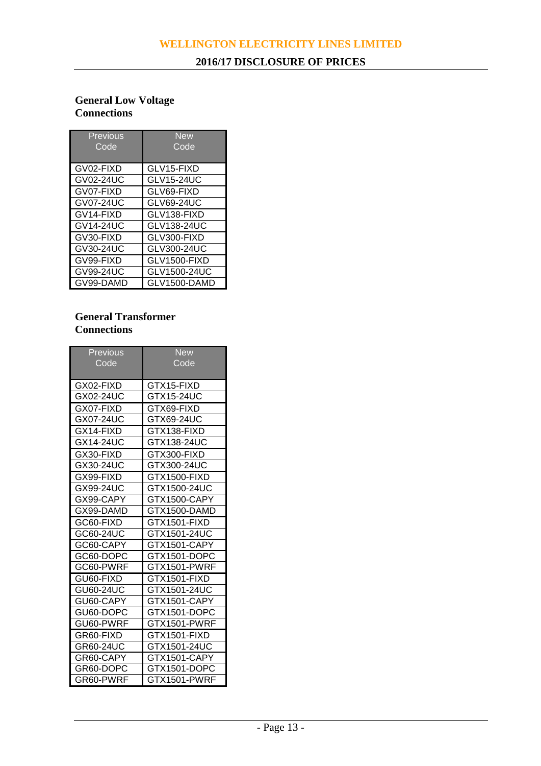## General Low Voltage Connections

| Previous Code | New Code |
|---|---|
| GV02-FIXD | GLV15-FIXD |
| GV02-24UC | GLV15-24UC |
| GV07-FIXD | GLV69-FIXD |
| GV07-24UC | GLV69-24UC |
| GV14-FIXD | GLV138-FIXD |
| GV14-24UC | GLV138-24UC |
| GV30-FIXD | GLV300-FIXD |
| GV30-24UC | GLV300-24UC |
| GV99-FIXD | GLV1500-FIXD |
| GV99-24UC | GLV1500-24UC |
| GV99-DAMD | GLV1500-DAMD |

## General Transformer Connections

| Previous Code | New Code |
|---|---|
| GX02-FIXD | GTX15-FIXD |
| GX02-24UC | GTX15-24UC |
| GX07-FIXD | GTX69-FIXD |
| GX07-24UC | GTX69-24UC |
| GX14-FIXD | GTX138-FIXD |
| GX14-24UC | GTX138-24UC |
| GX30-FIXD | GTX300-FIXD |
| GX30-24UC | GTX300-24UC |
| GX99-FIXD | GTX1500-FIXD |
| GX99-24UC | GTX1500-24UC |
| GX99-CAPY | GTX1500-CAPY |
| GX99-DAMD | GTX1500-DAMD |
| GC60-FIXD | GTX1501-FIXD |
| GC60-24UC | GTX1501-24UC |
| GC60-CAPY | GTX1501-CAPY |
| GC60-DOPC | GTX1501-DOPC |
| GC60-PWRF | GTX1501-PWRF |
| GU60-FIXD | GTX1501-FIXD |
| GU60-24UC | GTX1501-24UC |
| GU60-CAPY | GTX1501-CAPY |
| GU60-DOPC | GTX1501-DOPC |
| GU60-PWRF | GTX1501-PWRF |
| GR60-FIXD | GTX1501-FIXD |
| GR60-24UC | GTX1501-24UC |
| GR60-CAPY | GTX1501-CAPY |
| GR60-DOPC | GTX1501-DOPC |
| GR60-PWRF | GTX1501-PWRF |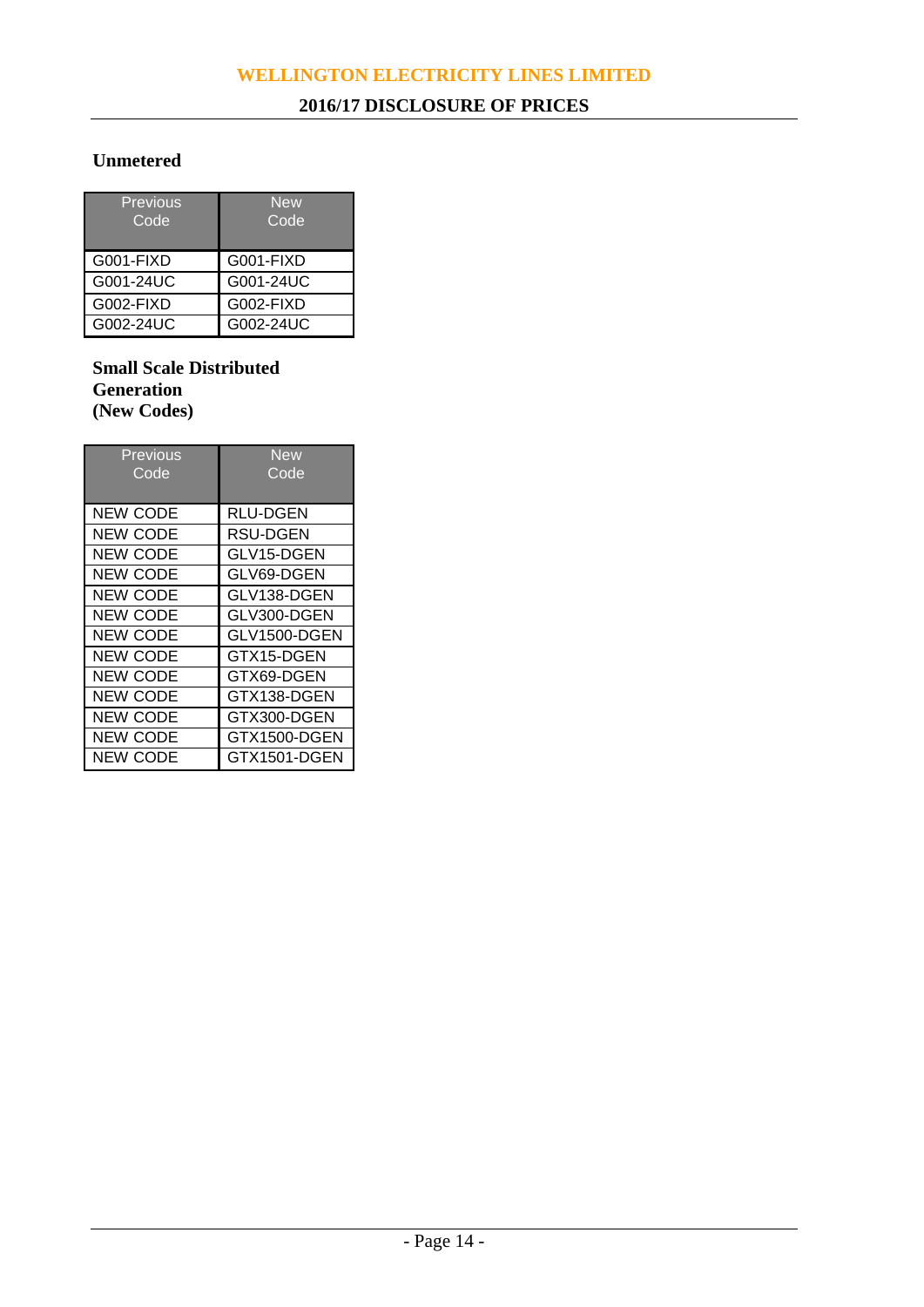## Unmetered

| Previous Code | New Code |
|---|---|
| G001-FIXD | G001-FIXD |
| G001-24UC | G001-24UC |
| G002-FIXD | G002-FIXD |
| G002-24UC | G002-24UC |

## Small Scale Distributed Generation (New Codes)

| Previous Code | New Code |
|---|---|
| NEW CODE | RLU-DGEN |
| NEW CODE | RSU-DGEN |
| NEW CODE | GLV15-DGEN |
| NEW CODE | GLV69-DGEN |
| NEW CODE | GLV138-DGEN |
| NEW CODE | GLV300-DGEN |
| NEW CODE | GLV1500-DGEN |
| NEW CODE | GTX15-DGEN |
| NEW CODE | GTX69-DGEN |
| NEW CODE | GTX138-DGEN |
| NEW CODE | GTX300-DGEN |
| NEW CODE | GTX1500-DGEN |
| NEW CODE | GTX1501-DGEN |